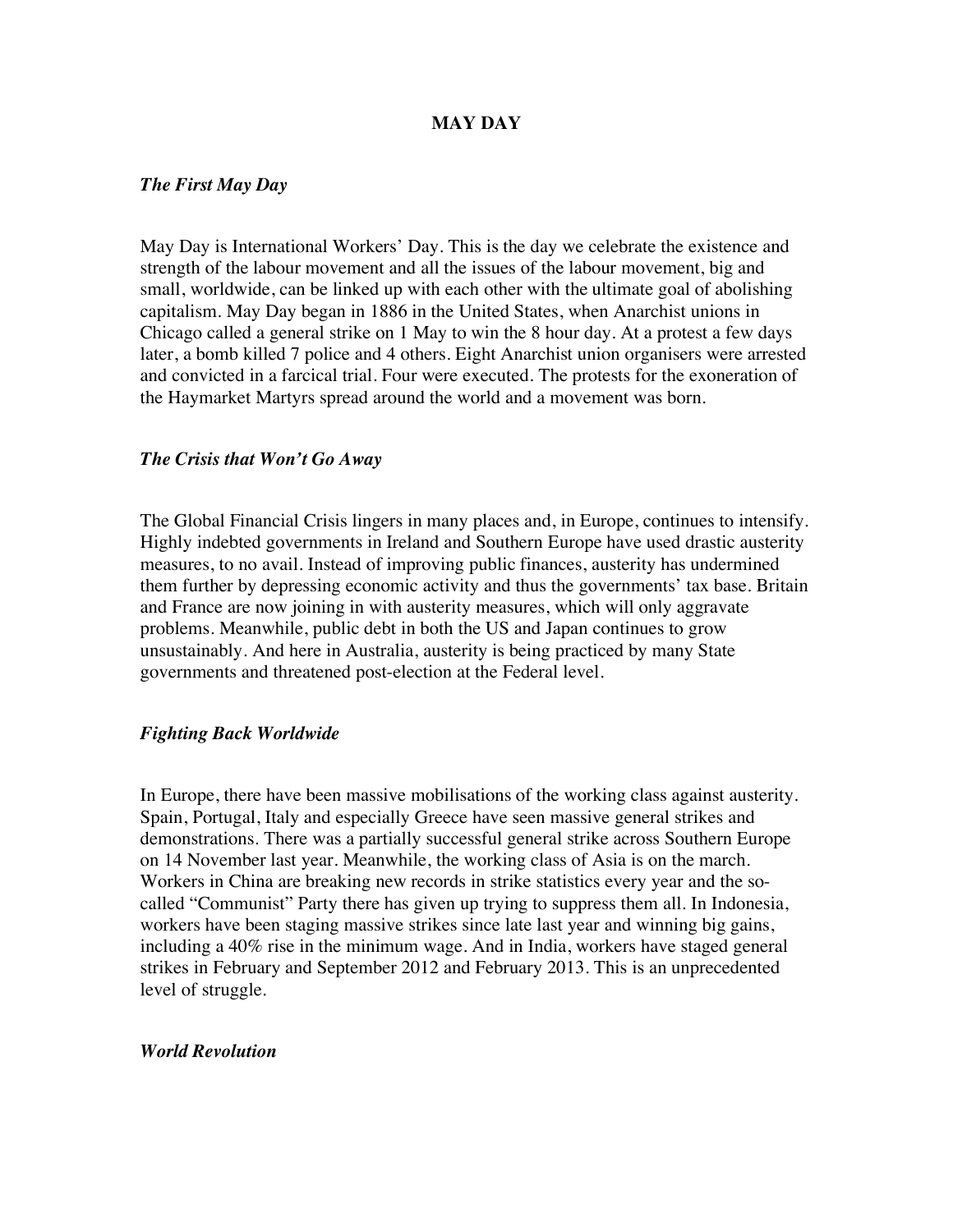# MAY DAY

### *The First May Day*

May Day is International Workers' Day. This is the day we celebrate the existence and strength of the labour movement and all the issues of the labour movement, big and small, worldwide, can be linked up with each other with the ultimate goal of abolishing capitalism. May Day began in 1886 in the United States, when Anarchist unions in Chicago called a general strike on 1 May to win the 8 hour day. At a protest a few days later, a bomb killed 7 police and 4 others. Eight Anarchist union organisers were arrested and convicted in a farcical trial. Four were executed. The protests for the exoneration of the Haymarket Martyrs spread around the world and a movement was born.

### *The Crisis that Won't Go Away*

The Global Financial Crisis lingers in many places and, in Europe, continues to intensify. Highly indebted governments in Ireland and Southern Europe have used drastic austerity measures, to no avail. Instead of improving public finances, austerity has undermined them further by depressing economic activity and thus the governments' tax base. Britain and France are now joining in with austerity measures, which will only aggravate problems. Meanwhile, public debt in both the US and Japan continues to grow unsustainably. And here in Australia, austerity is being practiced by many State governments and threatened post-election at the Federal level.

### *Fighting Back Worldwide*

In Europe, there have been massive mobilisations of the working class against austerity. Spain, Portugal, Italy and especially Greece have seen massive general strikes and demonstrations. There was a partially successful general strike across Southern Europe on 14 November last year. Meanwhile, the working class of Asia is on the march. Workers in China are breaking new records in strike statistics every year and the so-called "Communist" Party there has given up trying to suppress them all. In Indonesia, workers have been staging massive strikes since late last year and winning big gains, including a 40% rise in the minimum wage. And in India, workers have staged general strikes in February and September 2012 and February 2013. This is an unprecedented level of struggle.

### *World Revolution*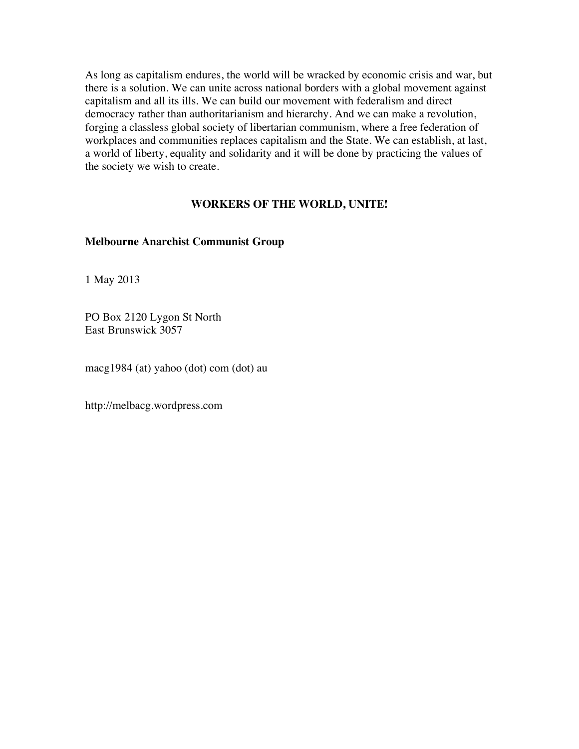As long as capitalism endures, the world will be wracked by economic crisis and war, but there is a solution. We can unite across national borders with a global movement against capitalism and all its ills. We can build our movement with federalism and direct democracy rather than authoritarianism and hierarchy. And we can make a revolution, forging a classless global society of libertarian communism, where a free federation of workplaces and communities replaces capitalism and the State. We can establish, at last, a world of liberty, equality and solidarity and it will be done by practicing the values of the society we wish to create.

**WORKERS OF THE WORLD, UNITE!**

**Melbourne Anarchist Communist Group**

1 May 2013

PO Box 2120 Lygon St North
East Brunswick 3057

macg1984 (at) yahoo (dot) com (dot) au

http://melbacg.wordpress.com